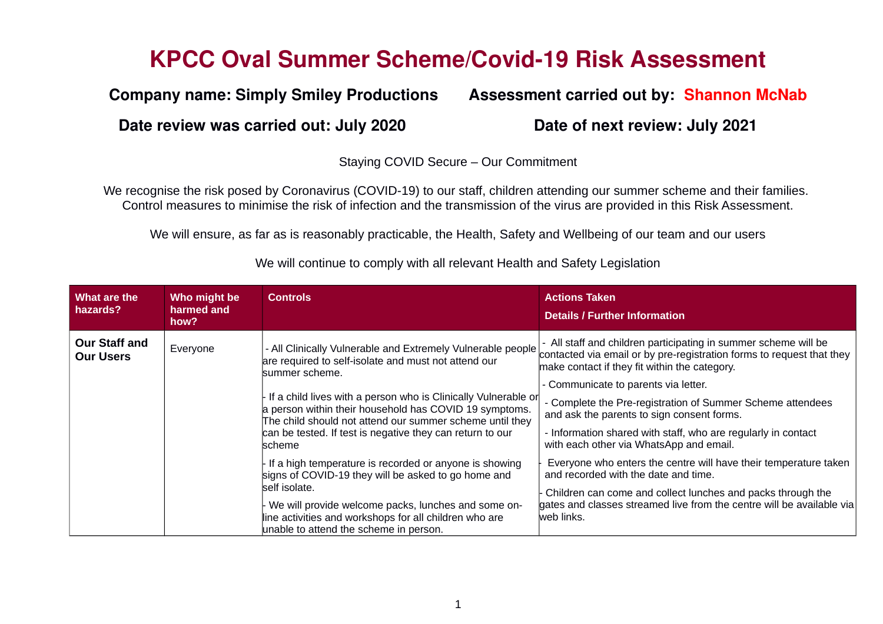# KPCC Oval Summer Scheme/Covid-19 Risk Assessment

**Company name: Simply Smiley Productions** **Assessment carried out by: Shannon McNab**

**Date review was carried out: July 2020** **Date of next review: July 2021**

Staying COVID Secure – Our Commitment

We recognise the risk posed by Coronavirus (COVID-19) to our staff, children attending our summer scheme and their families. Control measures to minimise the risk of infection and the transmission of the virus are provided in this Risk Assessment.

We will ensure, as far as is reasonably practicable, the Health, Safety and Wellbeing of our team and our users

We will continue to comply with all relevant Health and Safety Legislation

| What are the hazards? | Who might be harmed and how? | Controls | Actions Taken<br>Details / Further Information |
|---|---|---|---|
| **Our Staff and Our Users** | Everyone | - All Clinically Vulnerable and Extremely Vulnerable people are required to self-isolate and must not attend our summer scheme.<br><br>- If a child lives with a person who is Clinically Vulnerable or a person within their household has COVID 19 symptoms. The child should not attend our summer scheme until they can be tested. If test is negative they can return to our scheme<br><br>- If a high temperature is recorded or anyone is showing signs of COVID-19 they will be asked to go home and self isolate.<br><br>- We will provide welcome packs, lunches and some on-line activities and workshops for all children who are unable to attend the scheme in person. | - All staff and children participating in summer scheme will be contacted via email or by pre-registration forms to request that they make contact if they fit within the category.<br><br>- Communicate to parents via letter.<br><br>- Complete the Pre-registration of Summer Scheme attendees and ask the parents to sign consent forms.<br><br>- Information shared with staff, who are regularly in contact with each other via WhatsApp and email.<br><br>- Everyone who enters the centre will have their temperature taken and recorded with the date and time.<br><br>- Children can come and collect lunches and packs through the gates and classes streamed live from the centre will be available via web links. |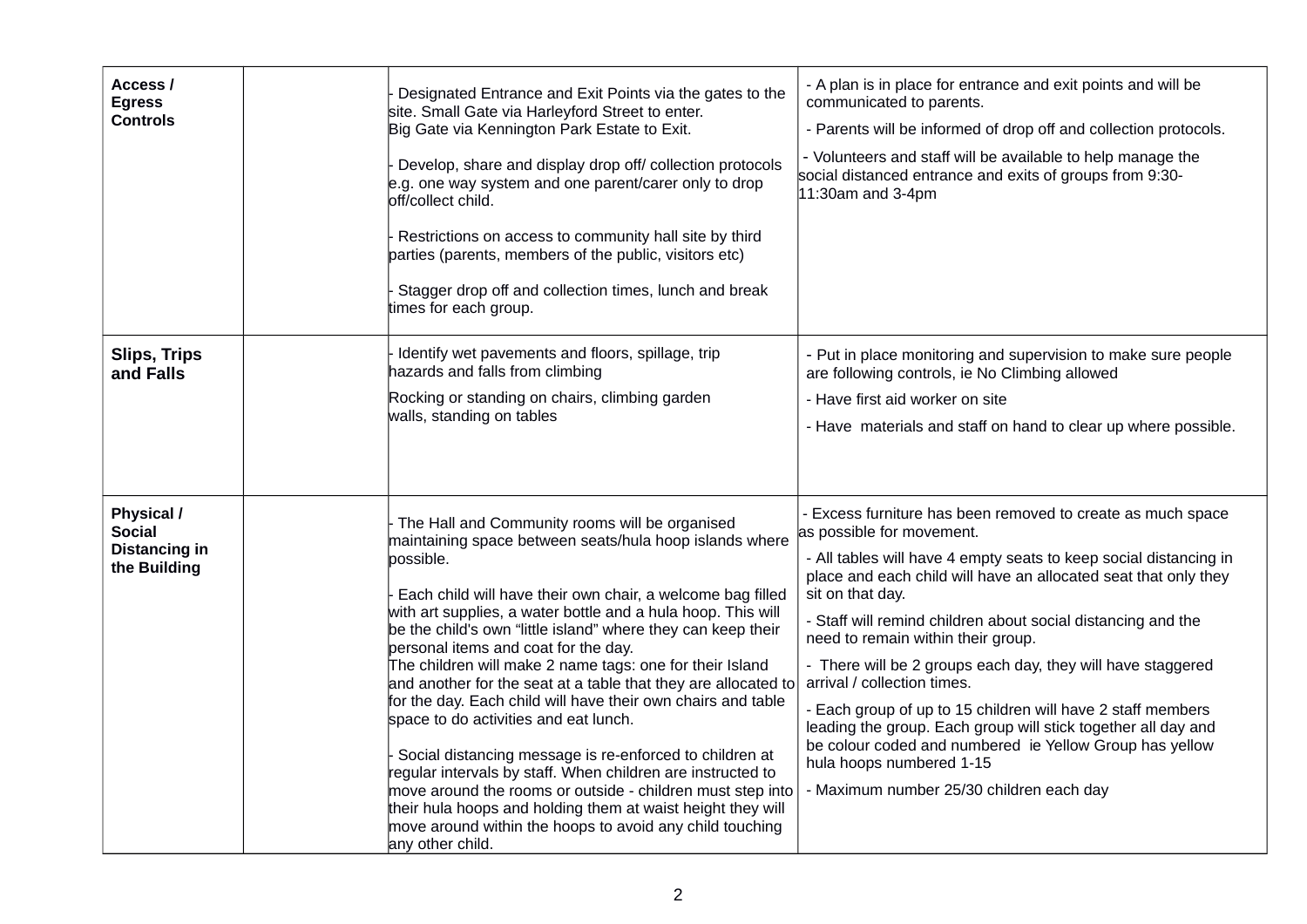| Access / Egress Controls | | - Designated Entrance and Exit Points via the gates to the site. Small Gate via Harleyford Street to enter.<br>Big Gate via Kennington Park Estate to Exit.<br><br>- Develop, share and display drop off/ collection protocols e.g. one way system and one parent/carer only to drop off/collect child.<br><br>- Restrictions on access to community hall site by third parties (parents, members of the public, visitors etc)<br><br>- Stagger drop off and collection times, lunch and break times for each group. | - A plan is in place for entrance and exit points and will be communicated to parents.<br><br>- Parents will be informed of drop off and collection protocols.<br><br>- Volunteers and staff will be available to help manage the social distanced entrance and exits of groups from 9:30-11:30am and 3-4pm |
|---|---|---|---|
| **Slips, Trips and Falls** | | - Identify wet pavements and floors, spillage, trip hazards and falls from climbing<br><br>Rocking or standing on chairs, climbing garden walls, standing on tables | - Put in place monitoring and supervision to make sure people are following controls, ie No Climbing allowed<br><br>- Have first aid worker on site<br><br>- Have materials and staff on hand to clear up where possible. |
| **Physical / Social Distancing in the Building** | | - The Hall and Community rooms will be organised maintaining space between seats/hula hoop islands where possible.<br><br>- Each child will have their own chair, a welcome bag filled with art supplies, a water bottle and a hula hoop. This will be the child's own "little island" where they can keep their personal items and coat for the day.<br>The children will make 2 name tags: one for their Island and another for the seat at a table that they are allocated to for the day. Each child will have their own chairs and table space to do activities and eat lunch.<br><br>- Social distancing message is re-enforced to children at regular intervals by staff. When children are instructed to move around the rooms or outside - children must step into their hula hoops and holding them at waist height they will move around within the hoops to avoid any child touching any other child. | - Excess furniture has been removed to create as much space as possible for movement.<br><br>- All tables will have 4 empty seats to keep social distancing in place and each child will have an allocated seat that only they sit on that day.<br><br>- Staff will remind children about social distancing and the need to remain within their group.<br><br>- There will be 2 groups each day, they will have staggered arrival / collection times.<br><br>- Each group of up to 15 children will have 2 staff members leading the group. Each group will stick together all day and be colour coded and numbered ie Yellow Group has yellow hula hoops numbered 1-15<br><br>- Maximum number 25/30 children each day |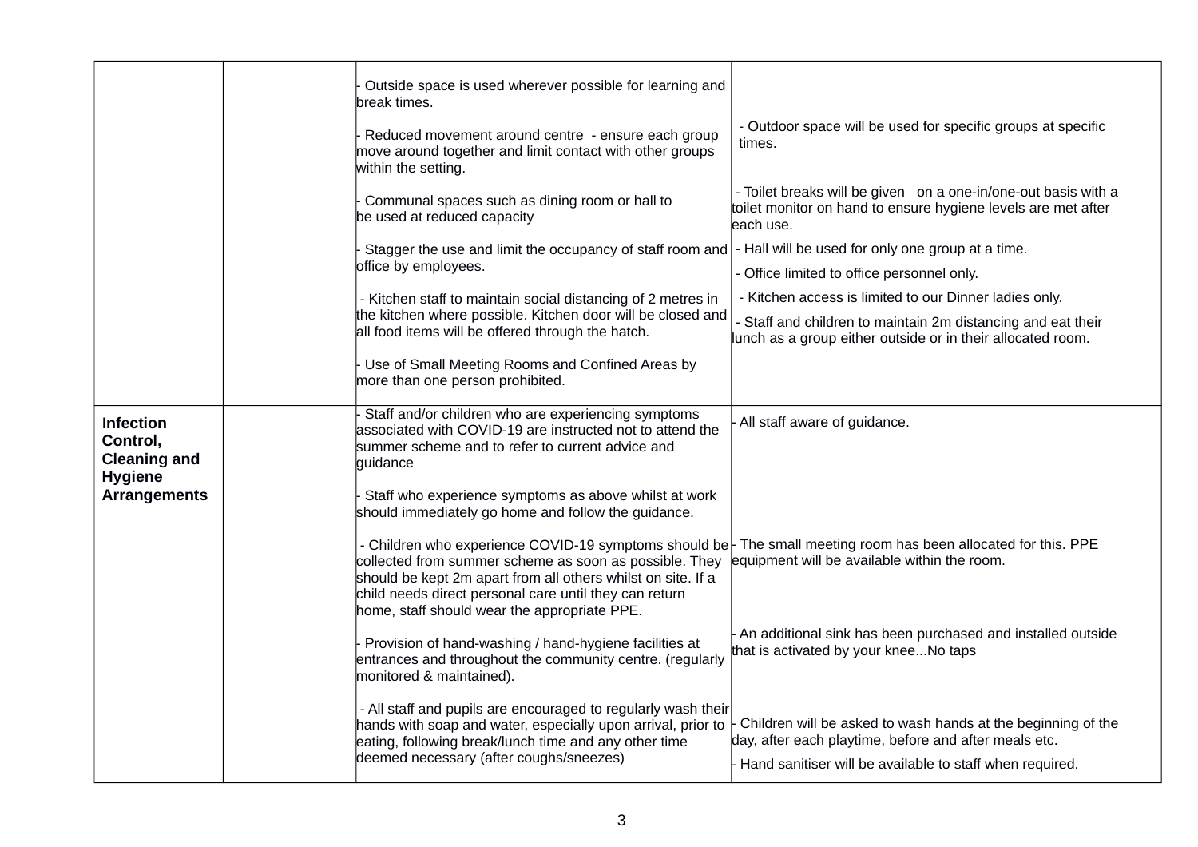| | | | |
|---|---|---|---|
| | | - Outside space is used wherever possible for learning and break times.<br><br>- Reduced movement around centre - ensure each group move around together and limit contact with other groups within the setting.<br><br>- Communal spaces such as dining room or hall to be used at reduced capacity<br><br>- Stagger the use and limit the occupancy of staff room and office by employees.<br><br>- Kitchen staff to maintain social distancing of 2 metres in the kitchen where possible. Kitchen door will be closed and all food items will be offered through the hatch.<br><br>- Use of Small Meeting Rooms and Confined Areas by more than one person prohibited. | - Outdoor space will be used for specific groups at specific times.<br><br>- Toilet breaks will be given on a one-in/one-out basis with a toilet monitor on hand to ensure hygiene levels are met after each use.<br><br>- Hall will be used for only one group at a time.<br><br>- Office limited to office personnel only.<br><br>- Kitchen access is limited to our Dinner ladies only.<br><br>- Staff and children to maintain 2m distancing and eat their lunch as a group either outside or in their allocated room. |
| **Infection Control, Cleaning and Hygiene Arrangements** | | - Staff and/or children who are experiencing symptoms associated with COVID-19 are instructed not to attend the summer scheme and to refer to current advice and guidance<br><br>- Staff who experience symptoms as above whilst at work should immediately go home and follow the guidance.<br><br>- Children who experience COVID-19 symptoms should be collected from summer scheme as soon as possible. They should be kept 2m apart from all others whilst on site. If a child needs direct personal care until they can return home, staff should wear the appropriate PPE.<br><br>- Provision of hand-washing / hand-hygiene facilities at entrances and throughout the community centre. (regularly monitored & maintained).<br><br>- All staff and pupils are encouraged to regularly wash their hands with soap and water, especially upon arrival, prior to eating, following break/lunch time and any other time deemed necessary (after coughs/sneezes) | - All staff aware of guidance.<br><br>- The small meeting room has been allocated for this. PPE equipment will be available within the room.<br><br>- An additional sink has been purchased and installed outside that is activated by your knee...No taps<br><br>- Children will be asked to wash hands at the beginning of the day, after each playtime, before and after meals etc.<br><br>- Hand sanitiser will be available to staff when required. |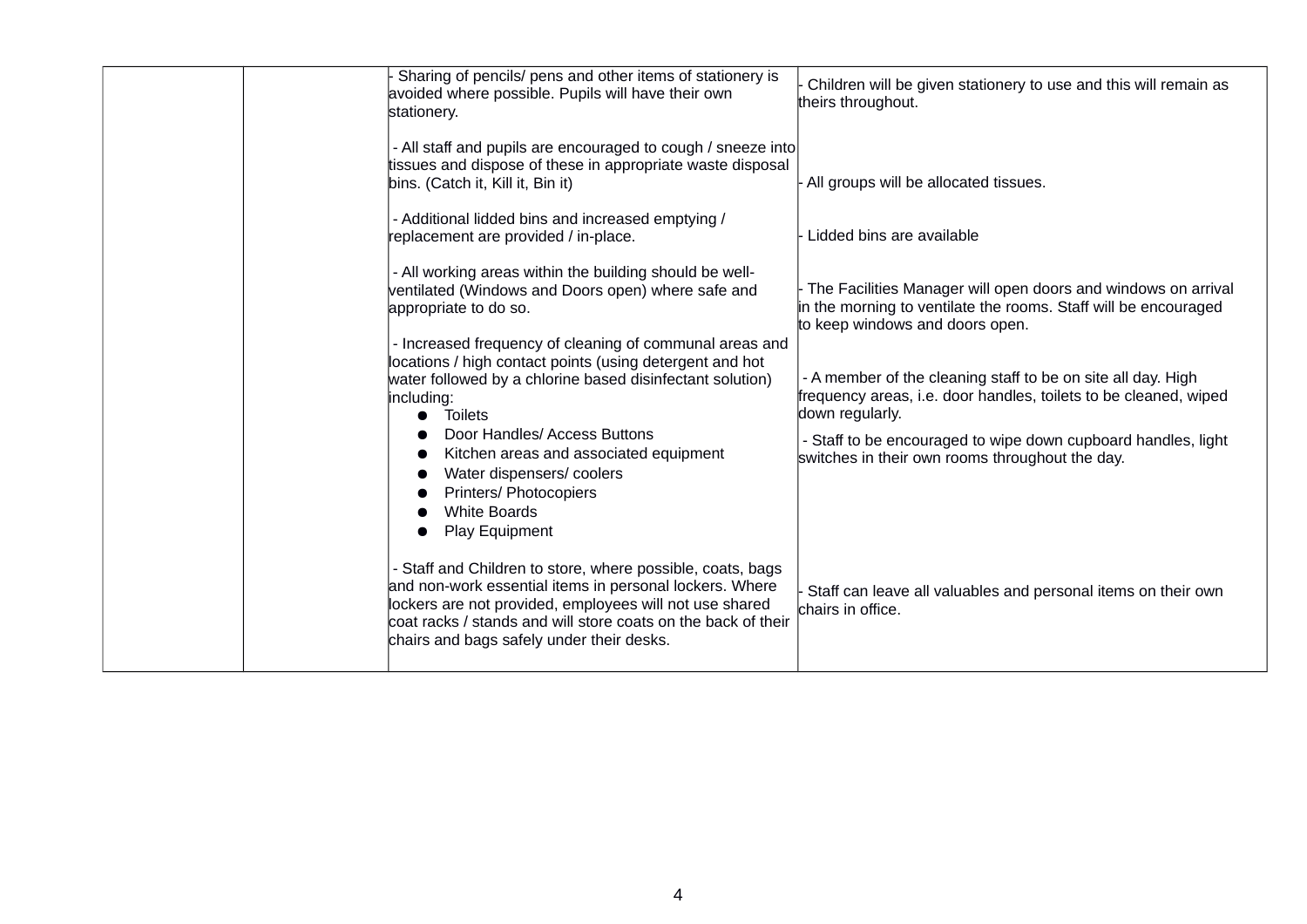| | | | |
|---|---|---|---|
| | | - Sharing of pencils/ pens and other items of stationery is avoided where possible. Pupils will have their own stationery.<br><br>- All staff and pupils are encouraged to cough / sneeze into tissues and dispose of these in appropriate waste disposal bins. (Catch it, Kill it, Bin it)<br><br>- Additional lidded bins and increased emptying / replacement are provided / in-place.<br><br>- All working areas within the building should be well-ventilated (Windows and Doors open) where safe and appropriate to do so.<br><br>- Increased frequency of cleaning of communal areas and locations / high contact points (using detergent and hot water followed by a chlorine based disinfectant solution) including:<br>● Toilets<br>● Door Handles/ Access Buttons<br>● Kitchen areas and associated equipment<br>● Water dispensers/ coolers<br>● Printers/ Photocopiers<br>● White Boards<br>● Play Equipment<br><br>- Staff and Children to store, where possible, coats, bags and non-work essential items in personal lockers. Where lockers are not provided, employees will not use shared coat racks / stands and will store coats on the back of their chairs and bags safely under their desks. | - Children will be given stationery to use and this will remain as theirs throughout.<br><br>- All groups will be allocated tissues.<br><br>- Lidded bins are available<br><br>- The Facilities Manager will open doors and windows on arrival in the morning to ventilate the rooms. Staff will be encouraged to keep windows and doors open.<br><br>- A member of the cleaning staff to be on site all day. High frequency areas, i.e. door handles, toilets to be cleaned, wiped down regularly.<br><br>- Staff to be encouraged to wipe down cupboard handles, light switches in their own rooms throughout the day.<br><br>- Staff can leave all valuables and personal items on their own chairs in office. |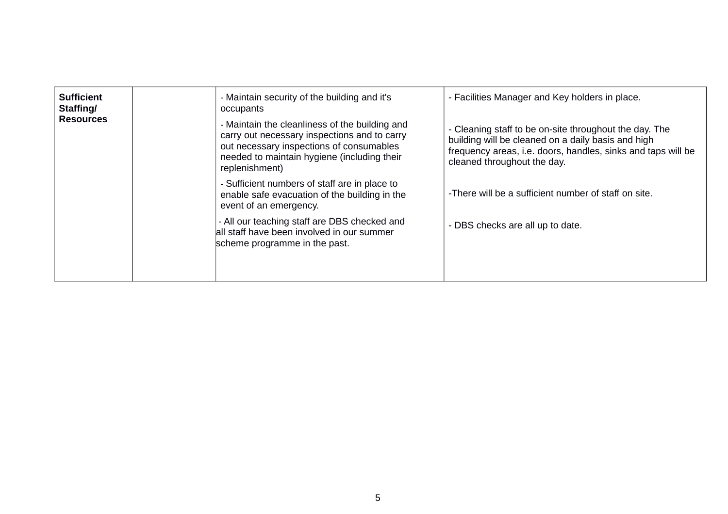| **Sufficient Staffing/ Resources** | | - Maintain security of the building and it's occupants<br>- Maintain the cleanliness of the building and carry out necessary inspections and to carry out necessary inspections of consumables needed to maintain hygiene (including their replenishment)<br>- Sufficient numbers of staff are in place to enable safe evacuation of the building in the event of an emergency.<br>- All our teaching staff are DBS checked and all staff have been involved in our summer scheme programme in the past. | - Facilities Manager and Key holders in place.<br>- Cleaning staff to be on-site throughout the day. The building will be cleaned on a daily basis and high frequency areas, i.e. doors, handles, sinks and taps will be cleaned throughout the day.<br>-There will be a sufficient number of staff on site.<br>- DBS checks are all up to date. |
|---|---|---|---|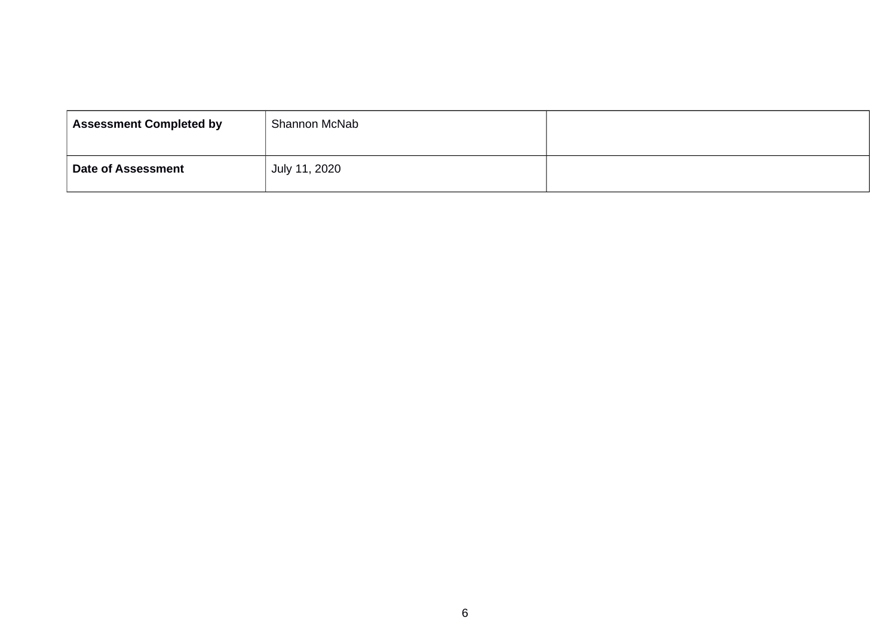| | | |
|---|---|---|
| **Assessment Completed by** | Shannon McNab | |
| **Date of Assessment** | July 11, 2020 | |